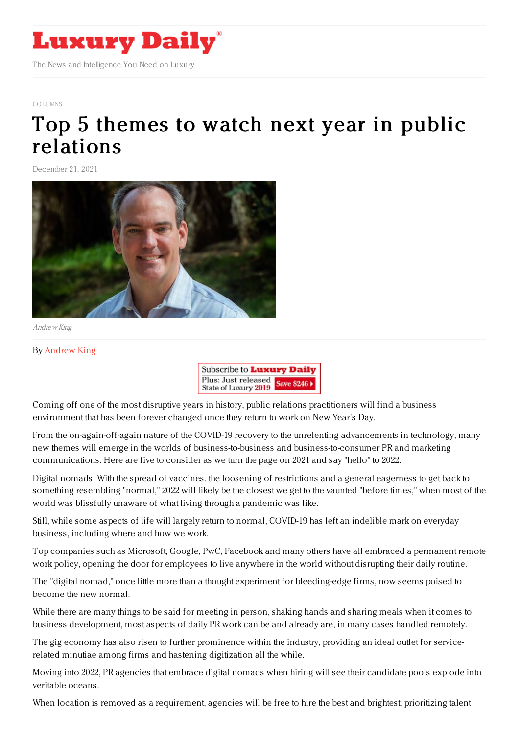COLUMNS

# Top 5 themes to watch next year in public relations

December 21, 2021

*Andrew King*

By Andrew King

Coming off one of the most disruptive years in history, public relations practitioners will find a business environment that has been forever changed once they return to work on New Year's Day.

From the on-again-off-again nature of the COVID-19 recovery to the unrelenting advancements in technology, many new themes will emerge in the worlds of business-to-business and business-to-consumer PR and marketing communications. Here are five to consider as we turn the page on 2021 and say "hello" to 2022:

Digital nomads. With the spread of vaccines, the loosening of restrictions and a general eagerness to get back to something resembling "normal," 2022 will likely be the closest we get to the vaunted "before times," when most of the world was blissfully unaware of what living through a pandemic was like.

Still, while some aspects of life will largely return to normal, COVID-19 has left an indelible mark on everyday business, including where and how we work.

Top companies such as Microsoft, Google, PwC, Facebook and many others have all embraced a permanent remote work policy, opening the door for employees to live anywhere in the world without disrupting their daily routine.

The "digital nomad," once little more than a thought experiment for bleeding-edge firms, now seems poised to become the new normal.

While there are many things to be said for meeting in person, shaking hands and sharing meals when it comes to business development, most aspects of daily PR work can be and already are, in many cases handled remotely.

The gig economy has also risen to further prominence within the industry, providing an ideal outlet for service-related minutiae among firms and hastening digitization all the while.

Moving into 2022, PR agencies that embrace digital nomads when hiring will see their candidate pools explode into veritable oceans.

When location is removed as a requirement, agencies will be free to hire the best and brightest, prioritizing talent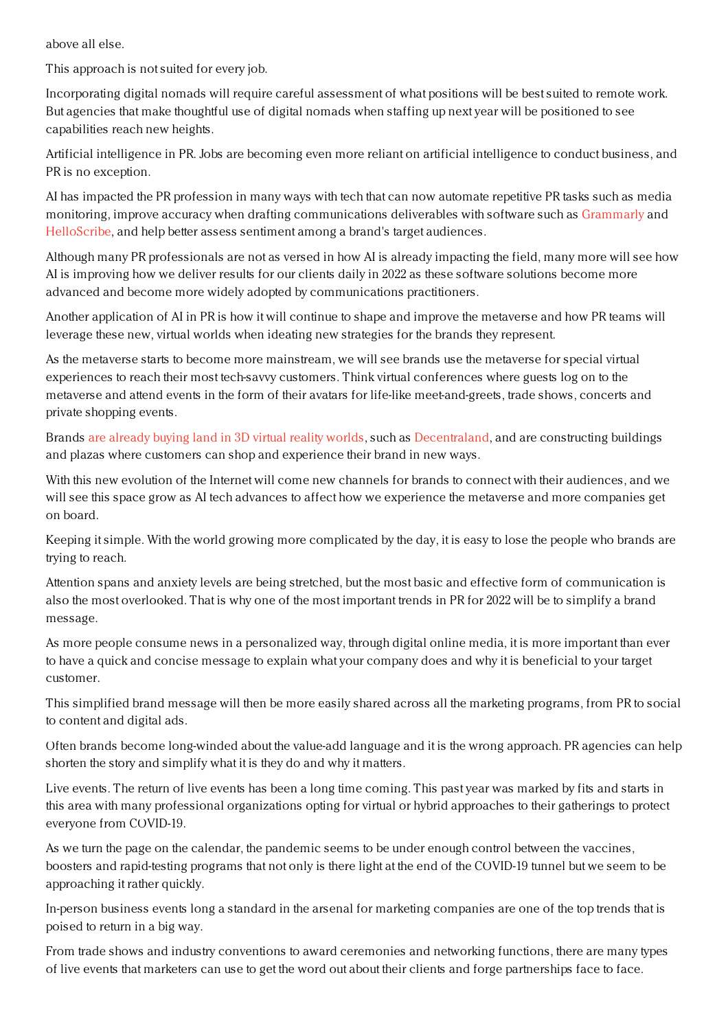above all else.

This approach is not suited for every job.

Incorporating digital nomads will require careful assessment of what positions will be best suited to remote work. But agencies that make thoughtful use of digital nomads when staffing up next year will be positioned to see capabilities reach new heights.

Artificial intelligence in PR. Jobs are becoming even more reliant on artificial intelligence to conduct business, and PR is no exception.

AI has impacted the PR profession in many ways with tech that can now automate repetitive PR tasks such as media monitoring, improve accuracy when drafting communications deliverables with software such as Grammarly and HelloScribe, and help better assess sentiment among a brand's target audiences.

Although many PR professionals are not as versed in how AI is already impacting the field, many more will see how AI is improving how we deliver results for our clients daily in 2022 as these software solutions become more advanced and become more widely adopted by communications practitioners.

Another application of AI in PR is how it will continue to shape and improve the metaverse and how PR teams will leverage these new, virtual worlds when ideating new strategies for the brands they represent.

As the metaverse starts to become more mainstream, we will see brands use the metaverse for special virtual experiences to reach their most tech-savvy customers. Think virtual conferences where guests log on to the metaverse and attend events in the form of their avatars for life-like meet-and-greets, trade shows, concerts and private shopping events.

Brands are already buying land in 3D virtual reality worlds, such as Decentraland, and are constructing buildings and plazas where customers can shop and experience their brand in new ways.

With this new evolution of the Internet will come new channels for brands to connect with their audiences, and we will see this space grow as AI tech advances to affect how we experience the metaverse and more companies get on board.

Keeping it simple. With the world growing more complicated by the day, it is easy to lose the people who brands are trying to reach.

Attention spans and anxiety levels are being stretched, but the most basic and effective form of communication is also the most overlooked. That is why one of the most important trends in PR for 2022 will be to simplify a brand message.

As more people consume news in a personalized way, through digital online media, it is more important than ever to have a quick and concise message to explain what your company does and why it is beneficial to your target customer.

This simplified brand message will then be more easily shared across all the marketing programs, from PR to social to content and digital ads.

Often brands become long-winded about the value-add language and it is the wrong approach. PR agencies can help shorten the story and simplify what it is they do and why it matters.

Live events. The return of live events has been a long time coming. This past year was marked by fits and starts in this area with many professional organizations opting for virtual or hybrid approaches to their gatherings to protect everyone from COVID-19.

As we turn the page on the calendar, the pandemic seems to be under enough control between the vaccines, boosters and rapid-testing programs that not only is there light at the end of the COVID-19 tunnel but we seem to be approaching it rather quickly.

In-person business events long a standard in the arsenal for marketing companies are one of the top trends that is poised to return in a big way.

From trade shows and industry conventions to award ceremonies and networking functions, there are many types of live events that marketers can use to get the word out about their clients and forge partnerships face to face.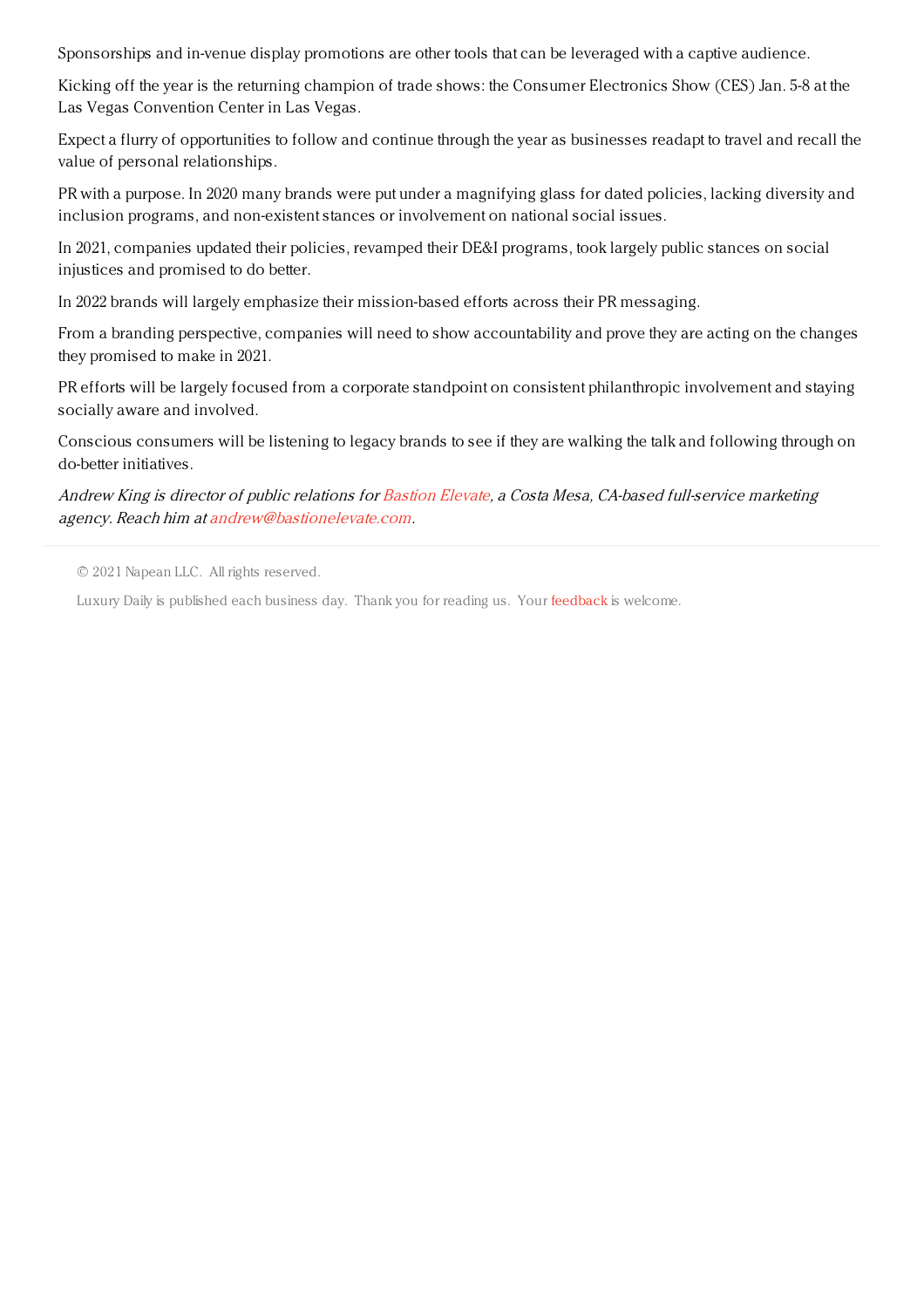Sponsorships and in-venue display promotions are other tools that can be leveraged with a captive audience.

Kicking off the year is the returning champion of trade shows: the Consumer Electronics Show (CES) Jan. 5-8 at the Las Vegas Convention Center in Las Vegas.

Expect a flurry of opportunities to follow and continue through the year as businesses readapt to travel and recall the value of personal relationships.

PR with a purpose. In 2020 many brands were put under a magnifying glass for dated policies, lacking diversity and inclusion programs, and non-existent stances or involvement on national social issues.

In 2021, companies updated their policies, revamped their DE&I programs, took largely public stances on social injustices and promised to do better.

In 2022 brands will largely emphasize their mission-based efforts across their PR messaging.

From a branding perspective, companies will need to show accountability and prove they are acting on the changes they promised to make in 2021.

PR efforts will be largely focused from a corporate standpoint on consistent philanthropic involvement and staying socially aware and involved.

Conscious consumers will be listening to legacy brands to see if they are walking the talk and following through on do-better initiatives.

*Andrew King is director of public relations for Bastion Elevate, a Costa Mesa, CA-based full-service marketing agency. Reach him at andrew@bastionelevate.com.*

---

© 2021 Napean LLC. All rights reserved.

Luxury Daily is published each business day. Thank you for reading us. Your feedback is welcome.